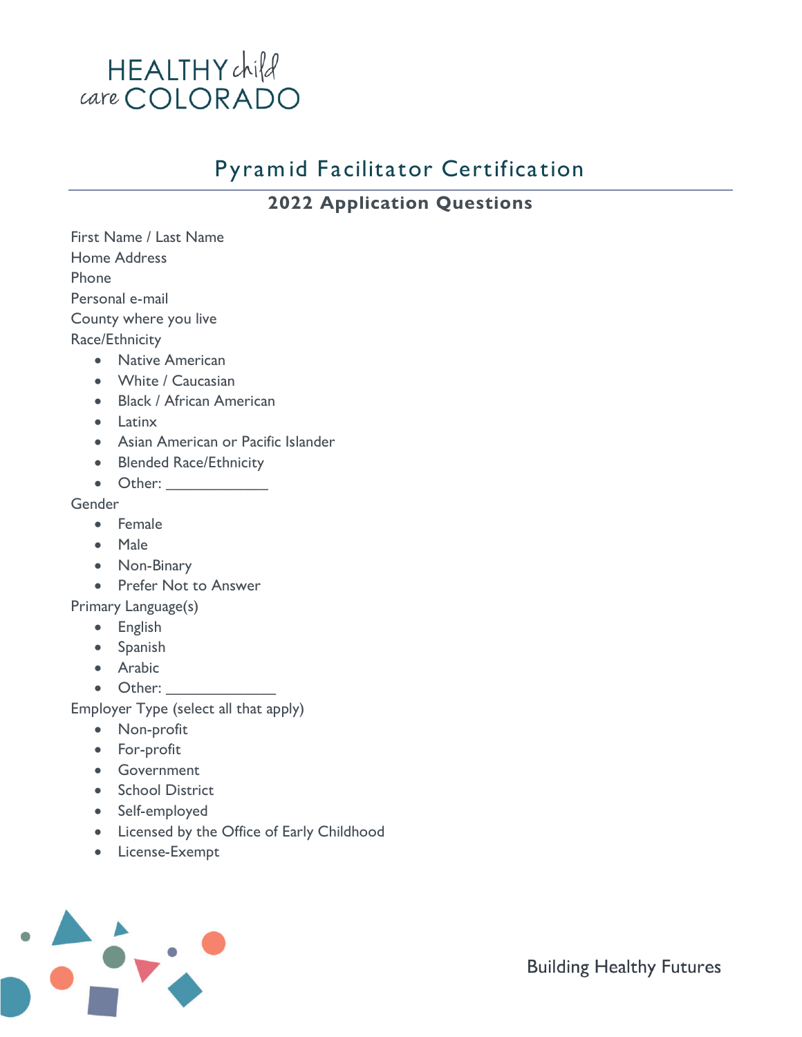HEALTHY child care COLORADO

# Pyramid Facilitator Certification

## 2022 Application Questions

First Name / Last Name
Home Address
Phone
Personal e-mail
County where you live
Race/Ethnicity

- Native American
- White / Caucasian
- Black / African American
- Latinx
- Asian American or Pacific Islander
- Blended Race/Ethnicity
- Other: ____________

Gender

- Female
- Male
- Non-Binary
- Prefer Not to Answer

Primary Language(s)

- English
- Spanish
- Arabic
- Other: _____________

Employer Type (select all that apply)

- Non-profit
- For-profit
- Government
- School District
- Self-employed
- Licensed by the Office of Early Childhood
- License-Exempt

Building Healthy Futures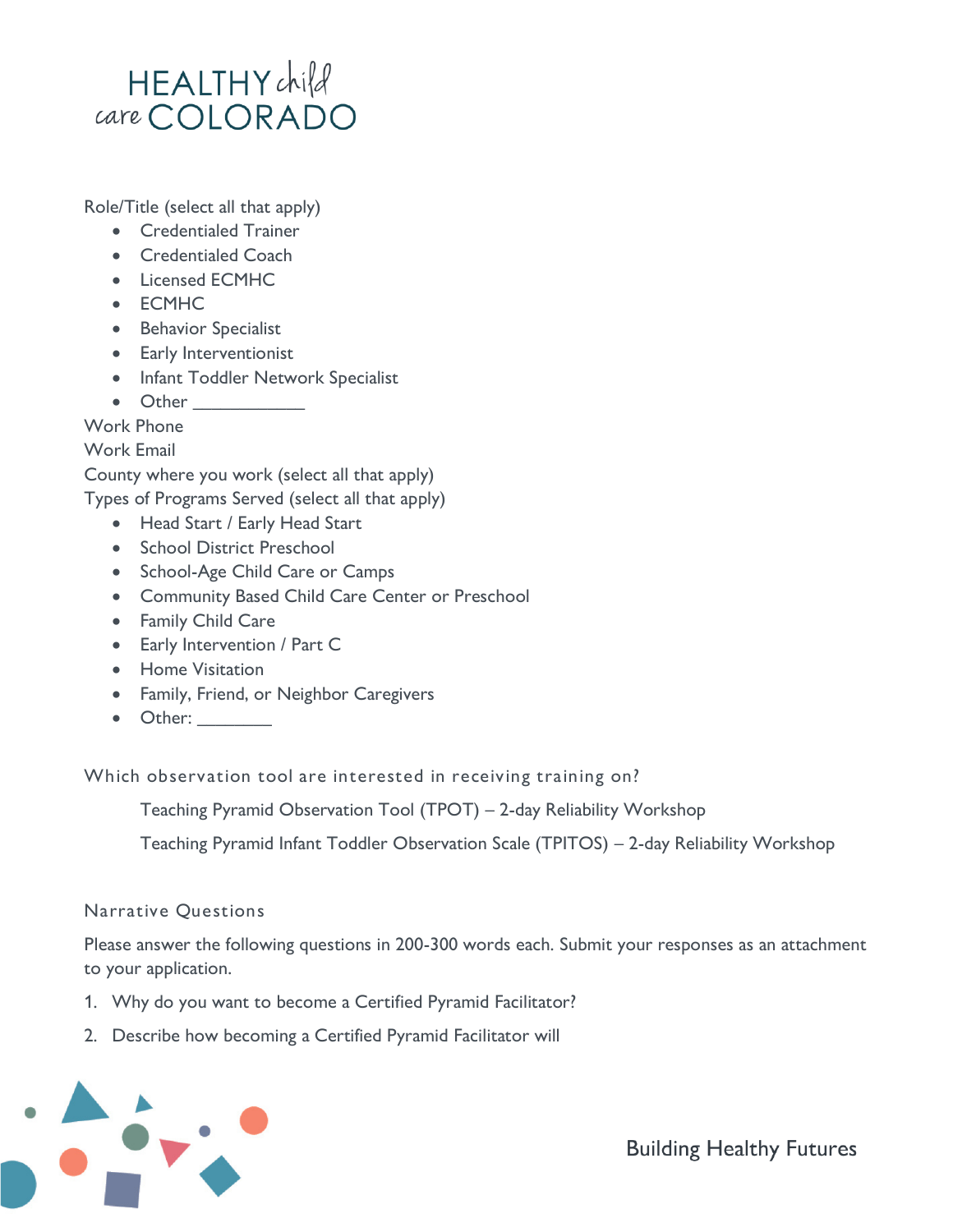Role/Title (select all that apply)

- Credentialed Trainer
- Credentialed Coach
- Licensed ECMHC
- ECMHC
- Behavior Specialist
- Early Interventionist
- Infant Toddler Network Specialist
- Other ___________

Work Phone

Work Email

County where you work (select all that apply)

Types of Programs Served (select all that apply)

- Head Start / Early Head Start
- School District Preschool
- School-Age Child Care or Camps
- Community Based Child Care Center or Preschool
- Family Child Care
- Early Intervention / Part C
- Home Visitation
- Family, Friend, or Neighbor Caregivers
- Other: ________

Which observation tool are interested in receiving training on?

Teaching Pyramid Observation Tool (TPOT) – 2-day Reliability Workshop

Teaching Pyramid Infant Toddler Observation Scale (TPITOS) – 2-day Reliability Workshop

Narrative Questions

Please answer the following questions in 200-300 words each. Submit your responses as an attachment to your application.

1. Why do you want to become a Certified Pyramid Facilitator?
2. Describe how becoming a Certified Pyramid Facilitator will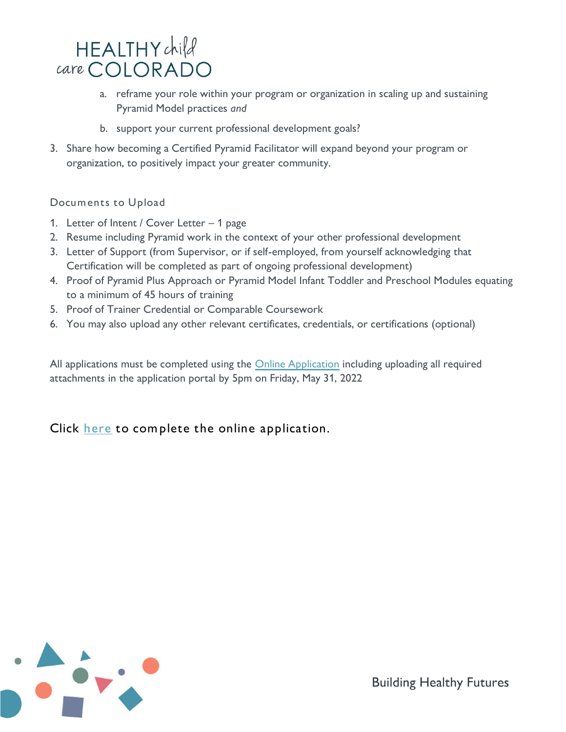a. reframe your role within your program or organization in scaling up and sustaining Pyramid Model practices *and*

b. support your current professional development goals?

3. Share how becoming a Certified Pyramid Facilitator will expand beyond your program or organization, to positively impact your greater community.

## Documents to Upload

1. Letter of Intent / Cover Letter – 1 page
2. Resume including Pyramid work in the context of your other professional development
3. Letter of Support (from Supervisor, or if self-employed, from yourself acknowledging that Certification will be completed as part of ongoing professional development)
4. Proof of Pyramid Plus Approach or Pyramid Model Infant Toddler and Preschool Modules equating to a minimum of 45 hours of training
5. Proof of Trainer Credential or Comparable Coursework
6. You may also upload any other relevant certificates, credentials, or certifications (optional)

All applications must be completed using the Online Application including uploading all required attachments in the application portal by 5pm on Friday, May 31, 2022

Click here to complete the online application.